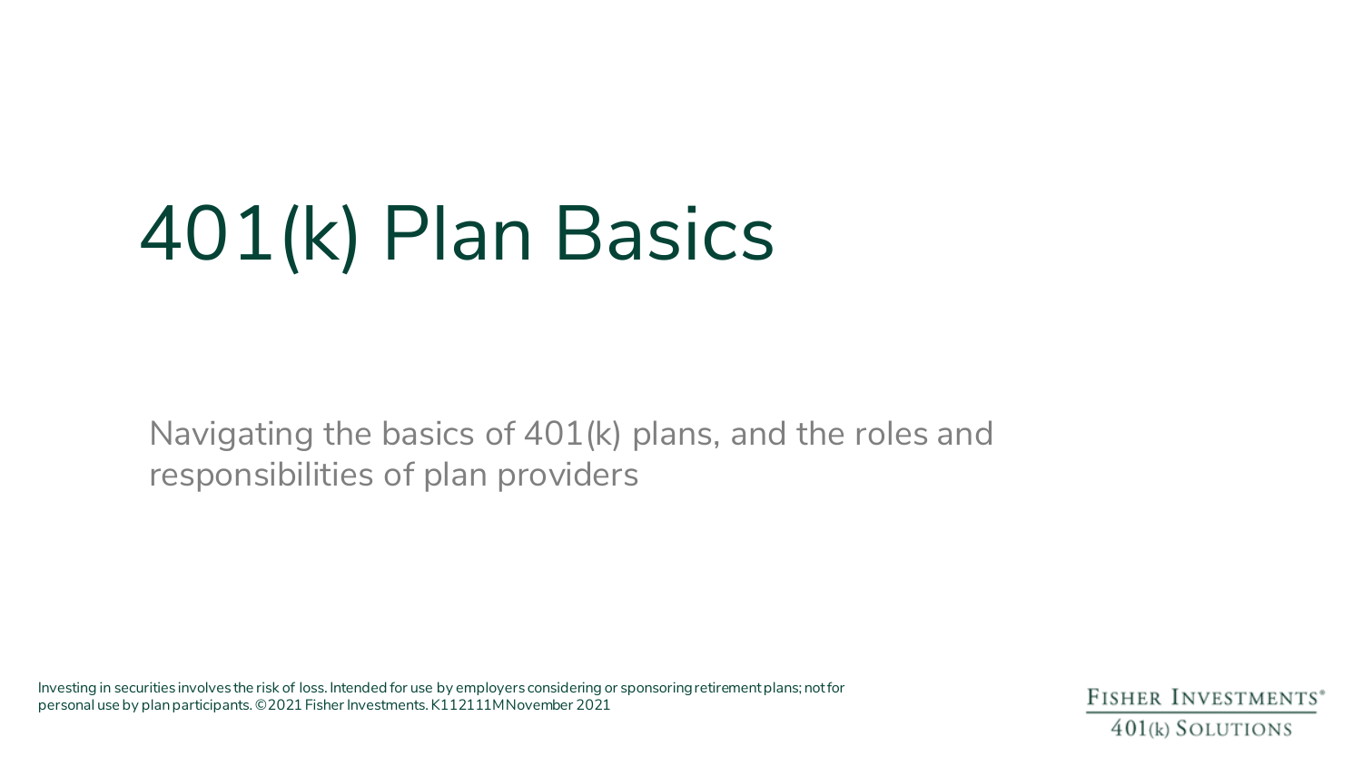# 401(k) Plan Basics

Navigating the basics of 401(k) plans, and the roles and responsibilities of plan providers

Investing in securities involves the risk of loss. Intended for use by employers considering or sponsoring retirement plans; not for personal use by plan participants. ©2021 Fisher Investments. K112111M November 2021

FISHER INVESTMENTS®
401(k) SOLUTIONS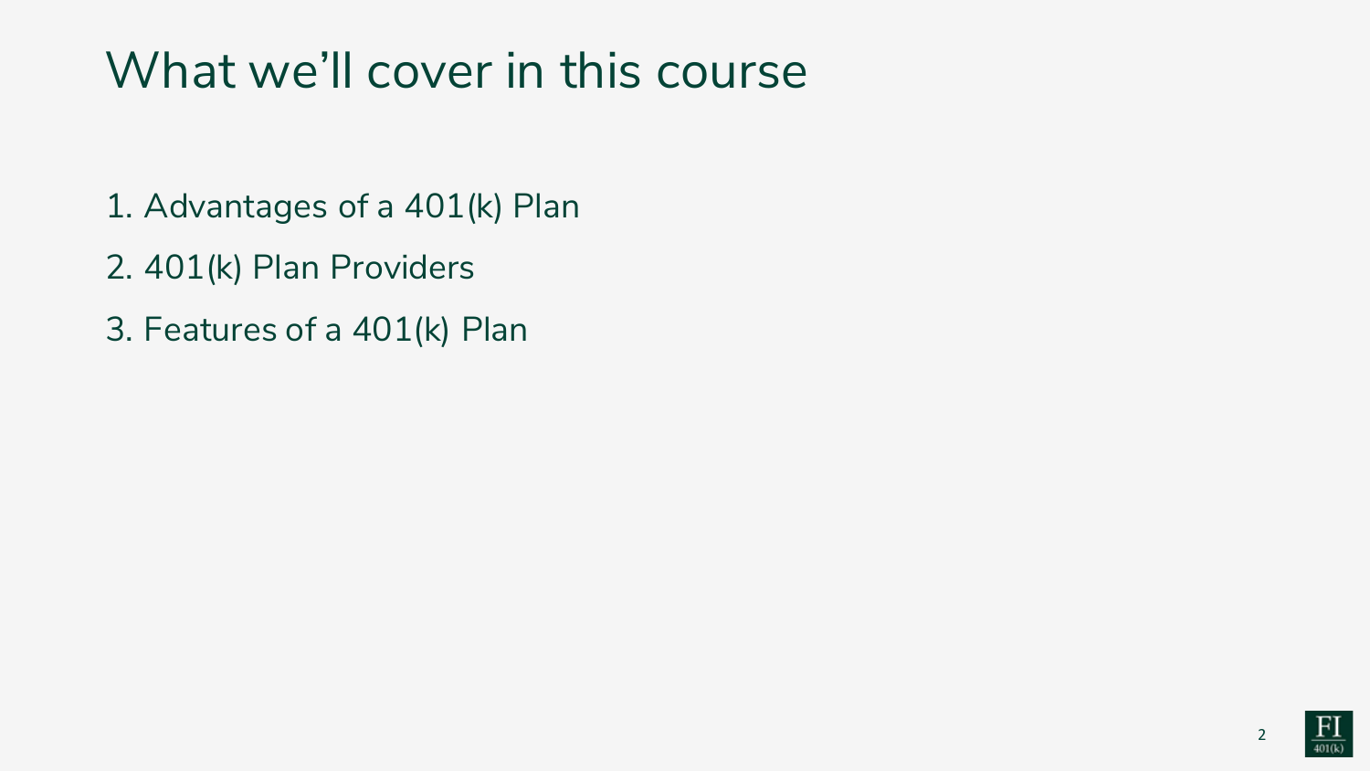# What we'll cover in this course

1. Advantages of a 401(k) Plan
2. 401(k) Plan Providers
3. Features of a 401(k) Plan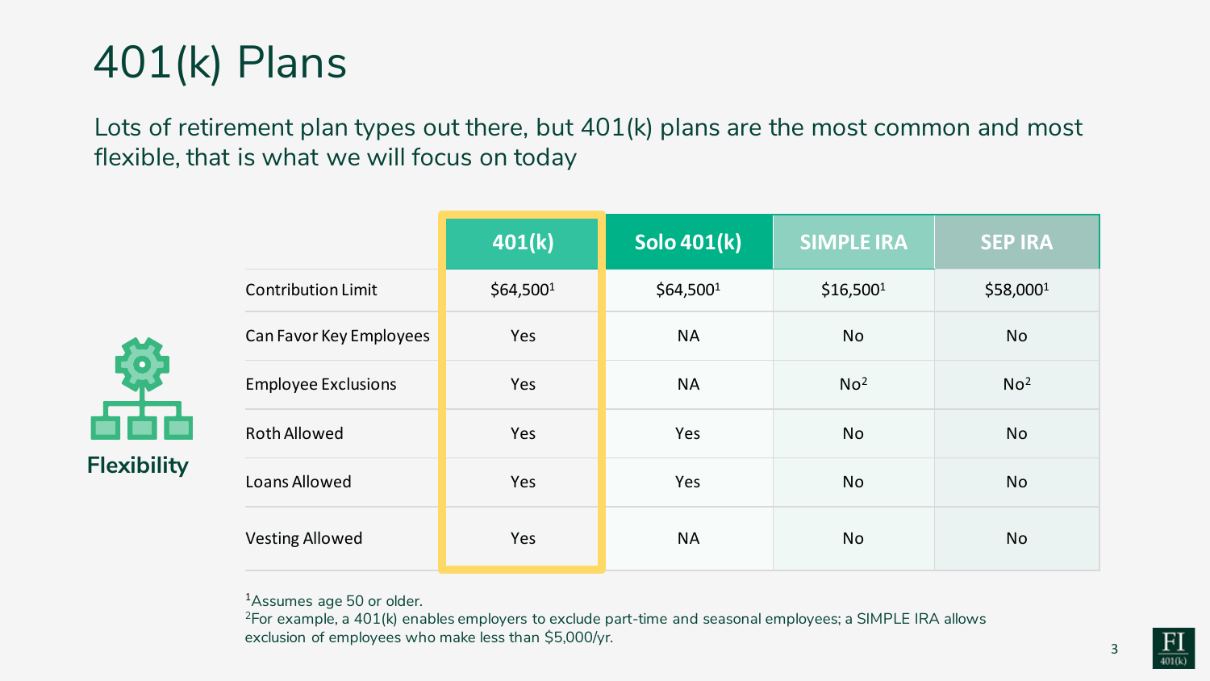# 401(k) Plans

Lots of retirement plan types out there, but 401(k) plans are the most common and most flexible, that is what we will focus on today

**Flexibility**

| | 401(k) | Solo 401(k) | SIMPLE IRA | SEP IRA |
|---|---|---|---|---|
| Contribution Limit | $64,500[1] | $64,500[1] | $16,500[1] | $58,000[1] |
| Can Favor Key Employees | Yes | NA | No | No |
| Employee Exclusions | Yes | NA | No[2] | No[2] |
| Roth Allowed | Yes | Yes | No | No |
| Loans Allowed | Yes | Yes | No | No |
| Vesting Allowed | Yes | NA | No | No |

[1]Assumes age 50 or older.
[2]For example, a 401(k) enables employers to exclude part-time and seasonal employees; a SIMPLE IRA allows exclusion of employees who make less than $5,000/yr.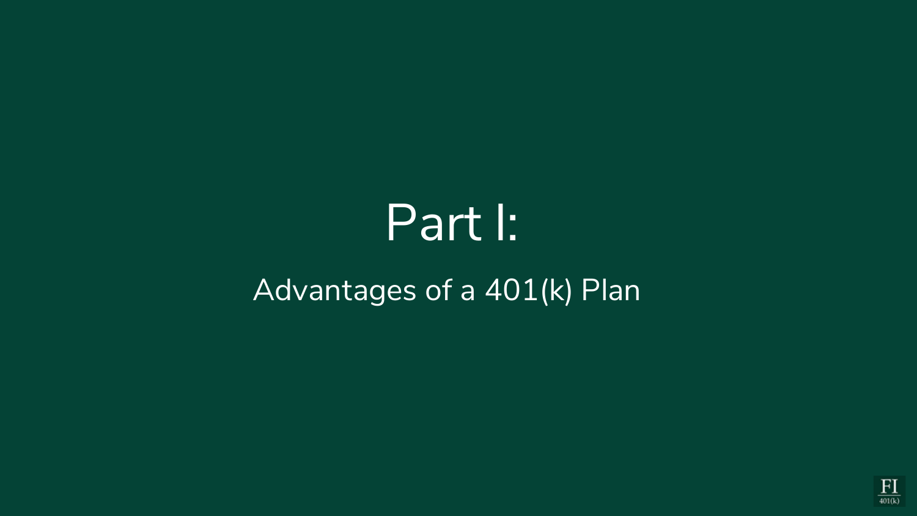# Part I:

## Advantages of a 401(k) Plan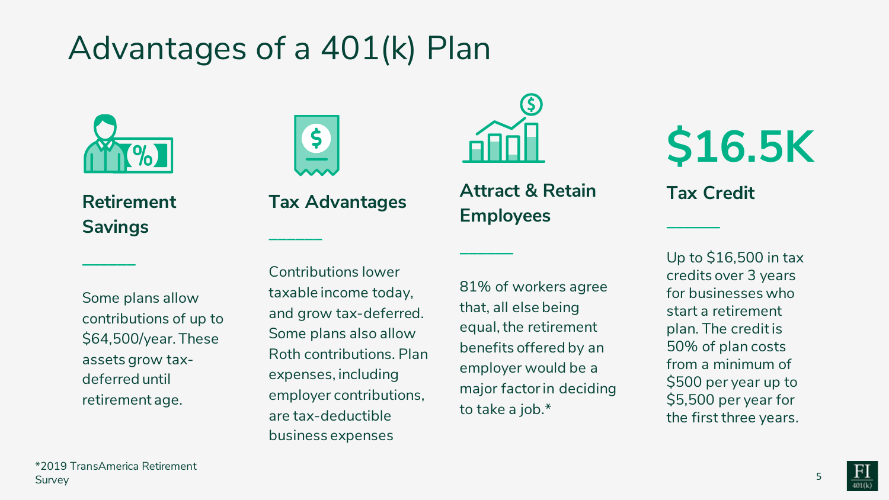# Advantages of a 401(k) Plan

### Retirement Savings

Some plans allow contributions of up to $64,500/year. These assets grow tax-deferred until retirement age.

### Tax Advantages

Contributions lower taxable income today, and grow tax-deferred. Some plans also allow Roth contributions. Plan expenses, including employer contributions, are tax-deductible business expenses

### Attract & Retain Employees

81% of workers agree that, all else being equal, the retirement benefits offered by an employer would be a major factor in deciding to take a job.*

### $16.5K

### Tax Credit

Up to $16,500 in tax credits over 3 years for businesses who start a retirement plan. The credit is 50% of plan costs from a minimum of $500 per year up to $5,500 per year for the first three years.

*2019 TransAmerica Retirement Survey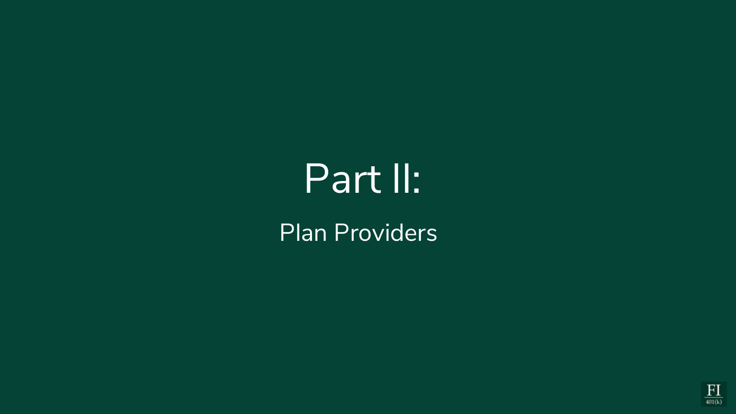# Part II:

## Plan Providers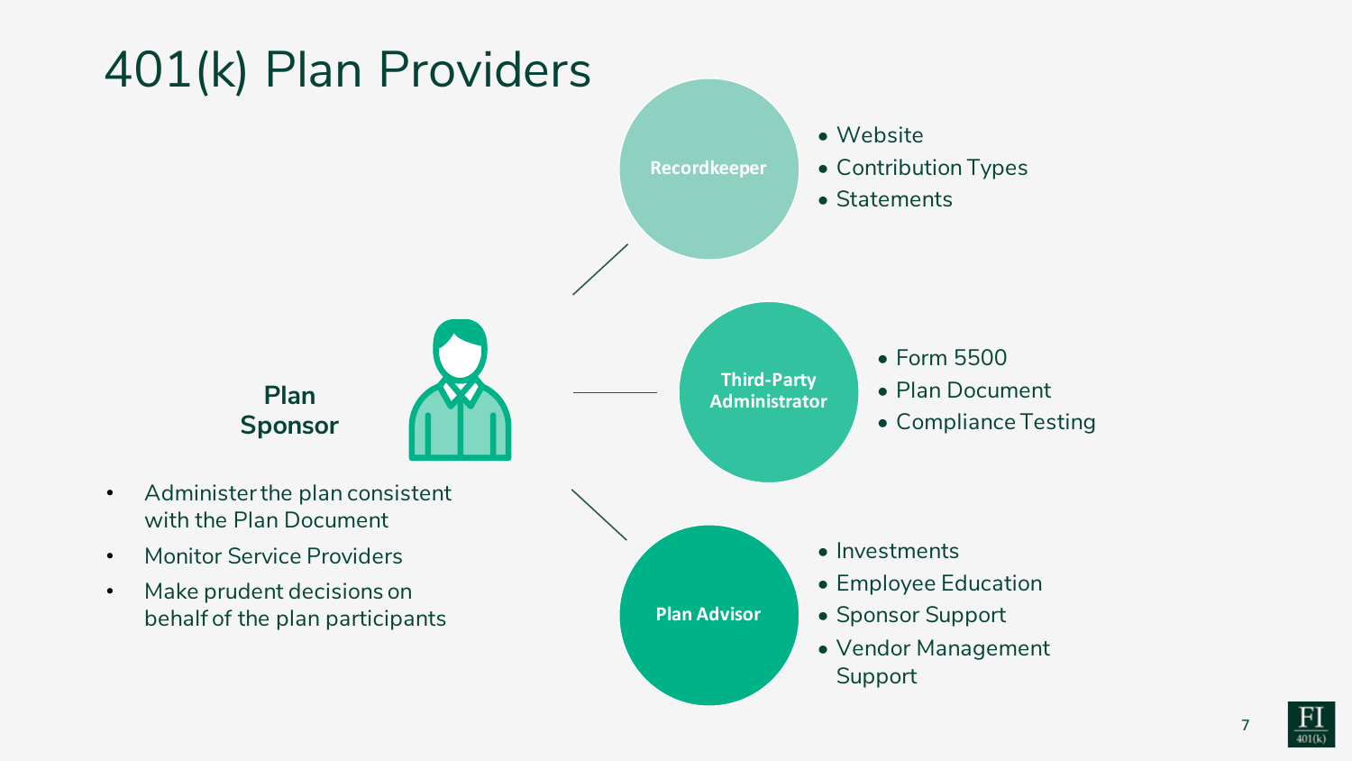# 401(k) Plan Providers

**Plan Sponsor**

- Administer the plan consistent with the Plan Document
- Monitor Service Providers
- Make prudent decisions on behalf of the plan participants

**Recordkeeper**

- Website
- Contribution Types
- Statements

**Third-Party Administrator**

- Form 5500
- Plan Document
- Compliance Testing

**Plan Advisor**

- Investments
- Employee Education
- Sponsor Support
- Vendor Management Support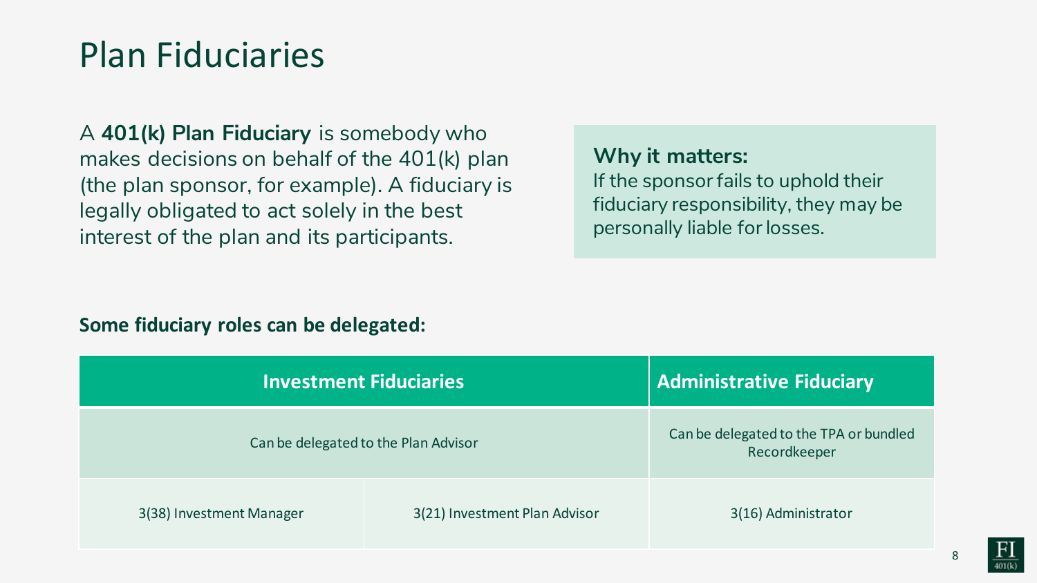# Plan Fiduciaries

A **401(k) Plan Fiduciary** is somebody who makes decisions on behalf of the 401(k) plan (the plan sponsor, for example). A fiduciary is legally obligated to act solely in the best interest of the plan and its participants.

**Why it matters:**
If the sponsor fails to uphold their fiduciary responsibility, they may be personally liable for losses.

**Some fiduciary roles can be delegated:**

| Investment Fiduciaries | | Administrative Fiduciary |
|---|---|---|
| Can be delegated to the Plan Advisor | | Can be delegated to the TPA or bundled Recordkeeper |
| 3(38) Investment Manager | 3(21) Investment Plan Advisor | 3(16) Administrator |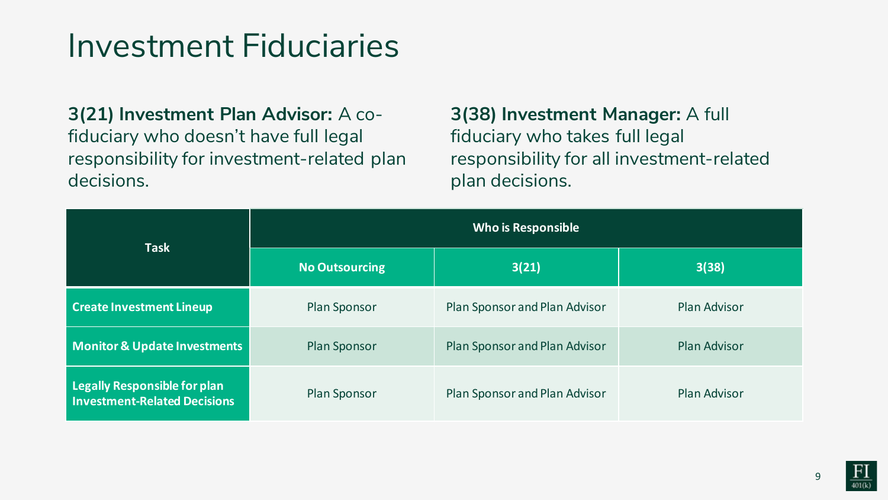# Investment Fiduciaries

**3(21) Investment Plan Advisor:** A co-fiduciary who doesn't have full legal responsibility for investment-related plan decisions.

**3(38) Investment Manager:** A full fiduciary who takes full legal responsibility for all investment-related plan decisions.

| Task | Who is Responsible | | |
|---|---|---|---|
| | **No Outsourcing** | **3(21)** | **3(38)** |
| **Create Investment Lineup** | Plan Sponsor | Plan Sponsor and Plan Advisor | Plan Advisor |
| **Monitor & Update Investments** | Plan Sponsor | Plan Sponsor and Plan Advisor | Plan Advisor |
| **Legally Responsible for plan Investment-Related Decisions** | Plan Sponsor | Plan Sponsor and Plan Advisor | Plan Advisor |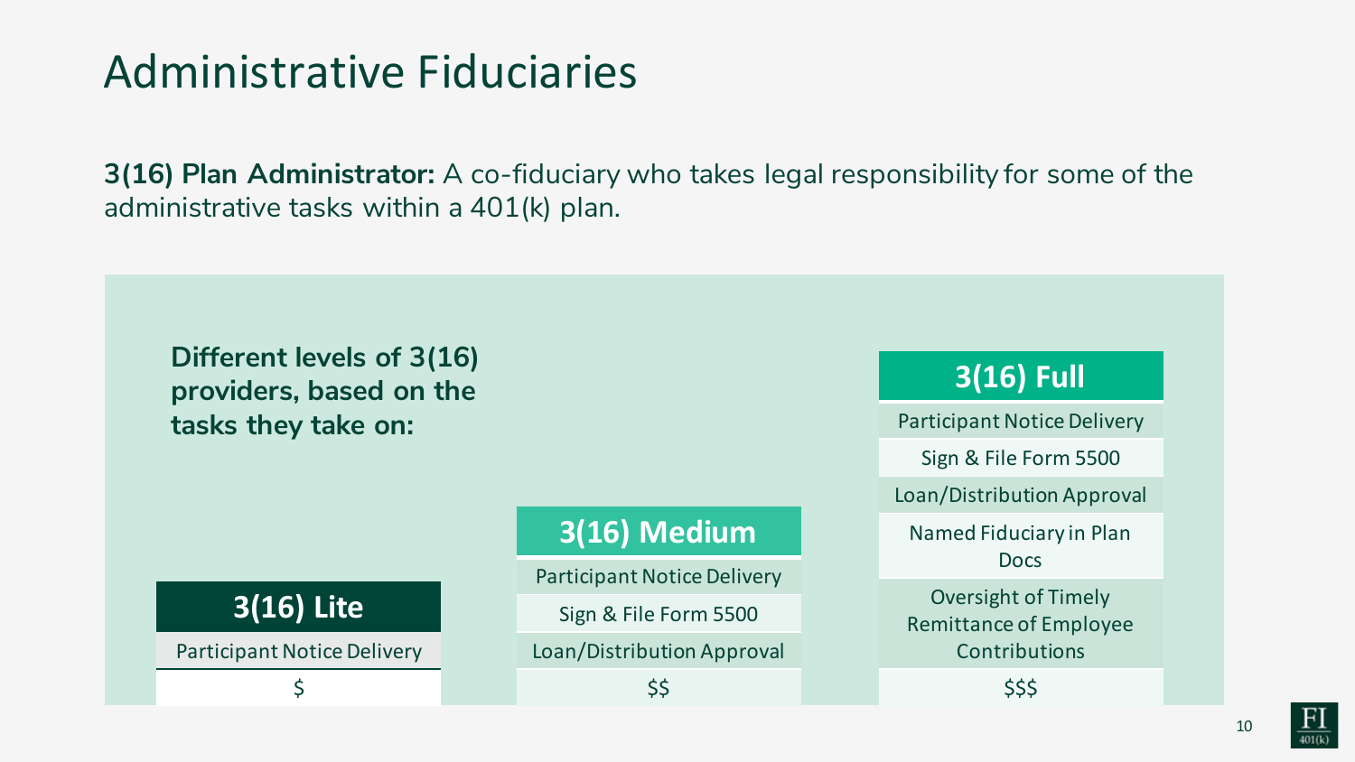# Administrative Fiduciaries

**3(16) Plan Administrator:** A co-fiduciary who takes legal responsibility for some of the administrative tasks within a 401(k) plan.

**Different levels of 3(16) providers, based on the tasks they take on:**

## 3(16) Lite

- Participant Notice Delivery

$

## 3(16) Medium

- Participant Notice Delivery
- Sign & File Form 5500
- Loan/Distribution Approval

$$

## 3(16) Full

- Participant Notice Delivery
- Sign & File Form 5500
- Loan/Distribution Approval
- Named Fiduciary in Plan Docs
- Oversight of Timely Remittance of Employee Contributions

$$$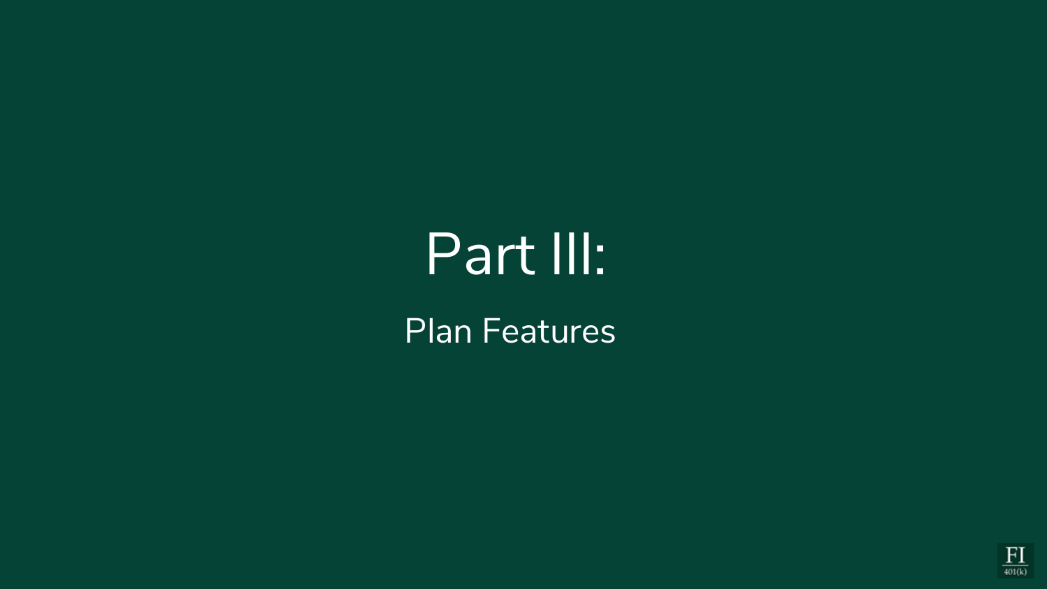# Part III:

## Plan Features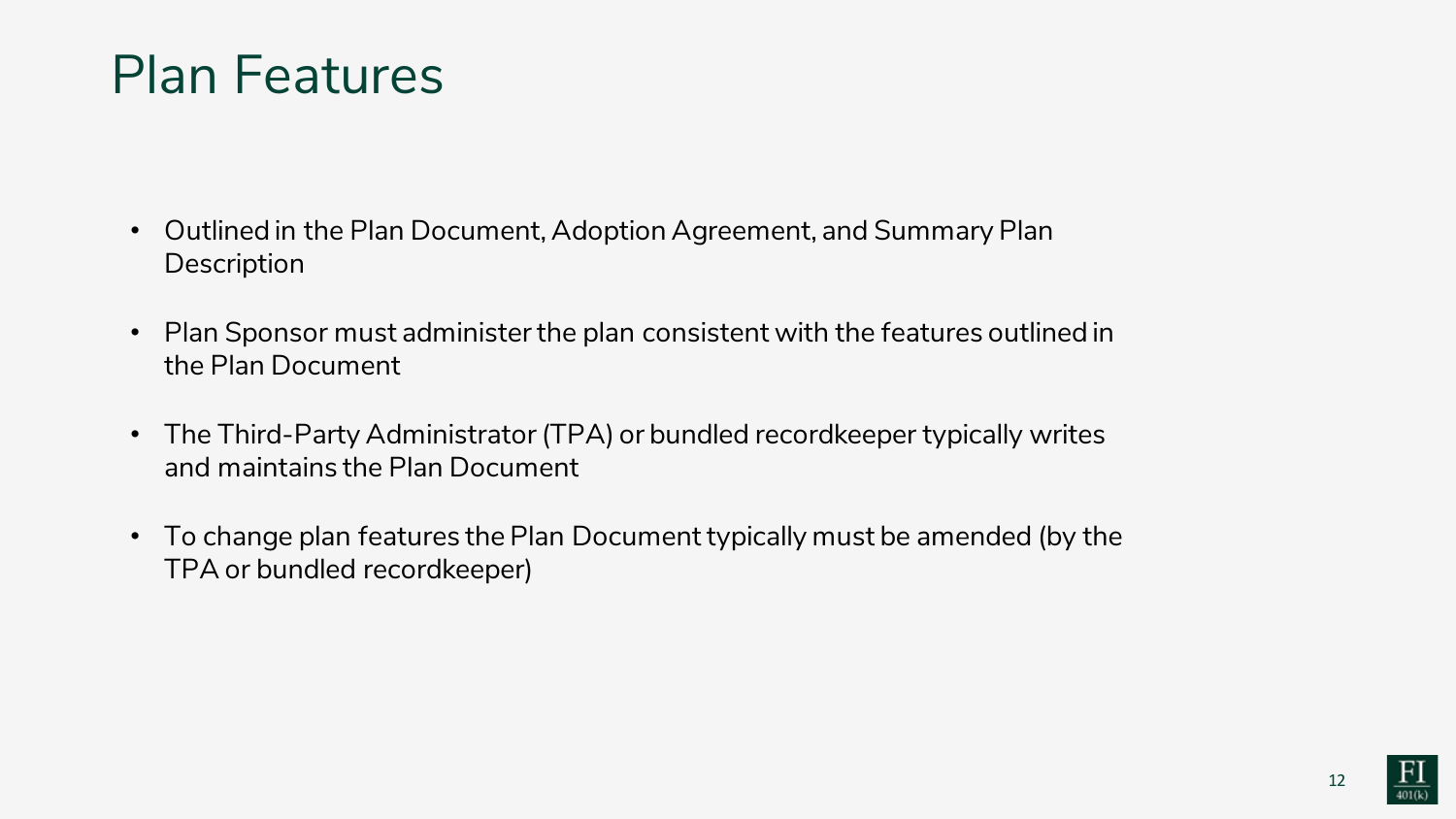# Plan Features

- Outlined in the Plan Document, Adoption Agreement, and Summary Plan Description
- Plan Sponsor must administer the plan consistent with the features outlined in the Plan Document
- The Third-Party Administrator (TPA) or bundled recordkeeper typically writes and maintains the Plan Document
- To change plan features the Plan Document typically must be amended (by the TPA or bundled recordkeeper)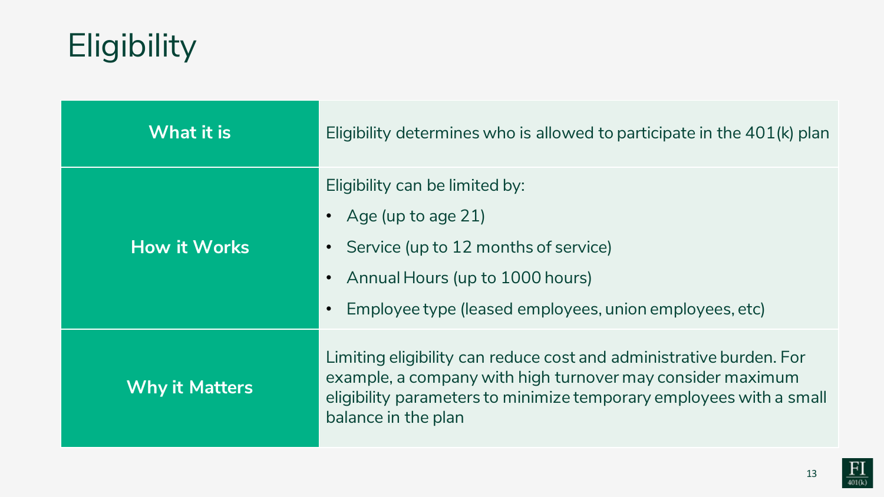# Eligibility

| | |
|---|---|
| **What it is** | Eligibility determines who is allowed to participate in the 401(k) plan |
| **How it Works** | Eligibility can be limited by:<br>• Age (up to age 21)<br>• Service (up to 12 months of service)<br>• Annual Hours (up to 1000 hours)<br>• Employee type (leased employees, union employees, etc) |
| **Why it Matters** | Limiting eligibility can reduce cost and administrative burden. For example, a company with high turnover may consider maximum eligibility parameters to minimize temporary employees with a small balance in the plan |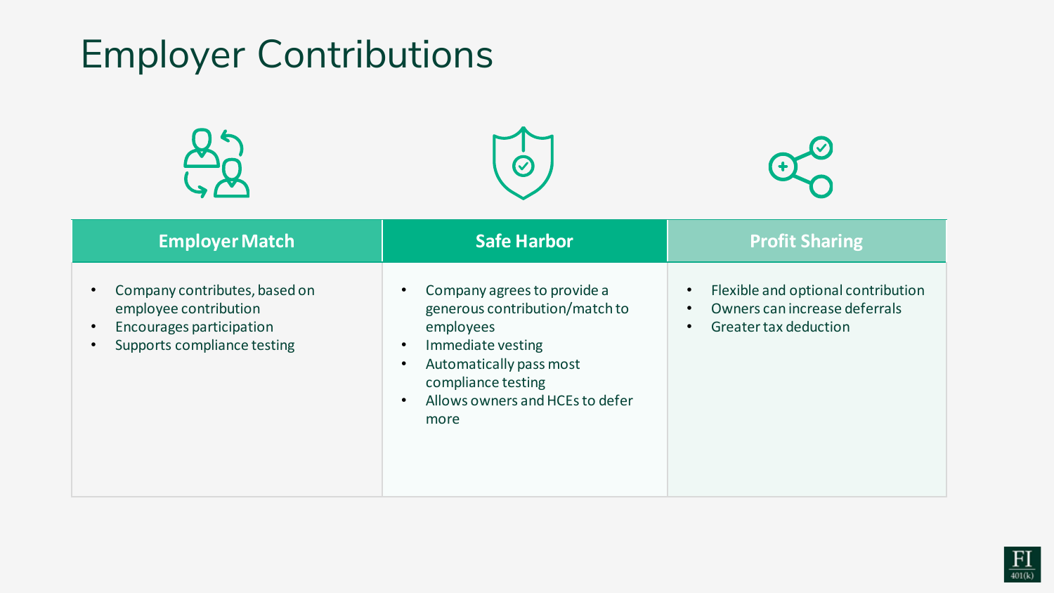# Employer Contributions

## Employer Match

- Company contributes, based on employee contribution
- Encourages participation
- Supports compliance testing

## Safe Harbor

- Company agrees to provide a generous contribution/match to employees
- Immediate vesting
- Automatically pass most compliance testing
- Allows owners and HCEs to defer more

## Profit Sharing

- Flexible and optional contribution
- Owners can increase deferrals
- Greater tax deduction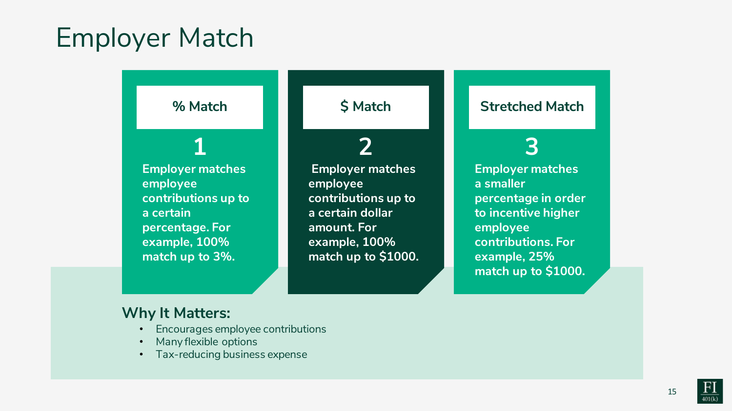# Employer Match

### % Match

**1**

**Employer matches employee contributions up to a certain percentage. For example, 100% match up to 3%.**

### $ Match

**2**

**Employer matches employee contributions up to a certain dollar amount. For example, 100% match up to $1000.**

### Stretched Match

**3**

**Employer matches a smaller percentage in order to incentive higher employee contributions. For example, 25% match up to $1000.**

## Why It Matters:

- Encourages employee contributions
- Many flexible options
- Tax-reducing business expense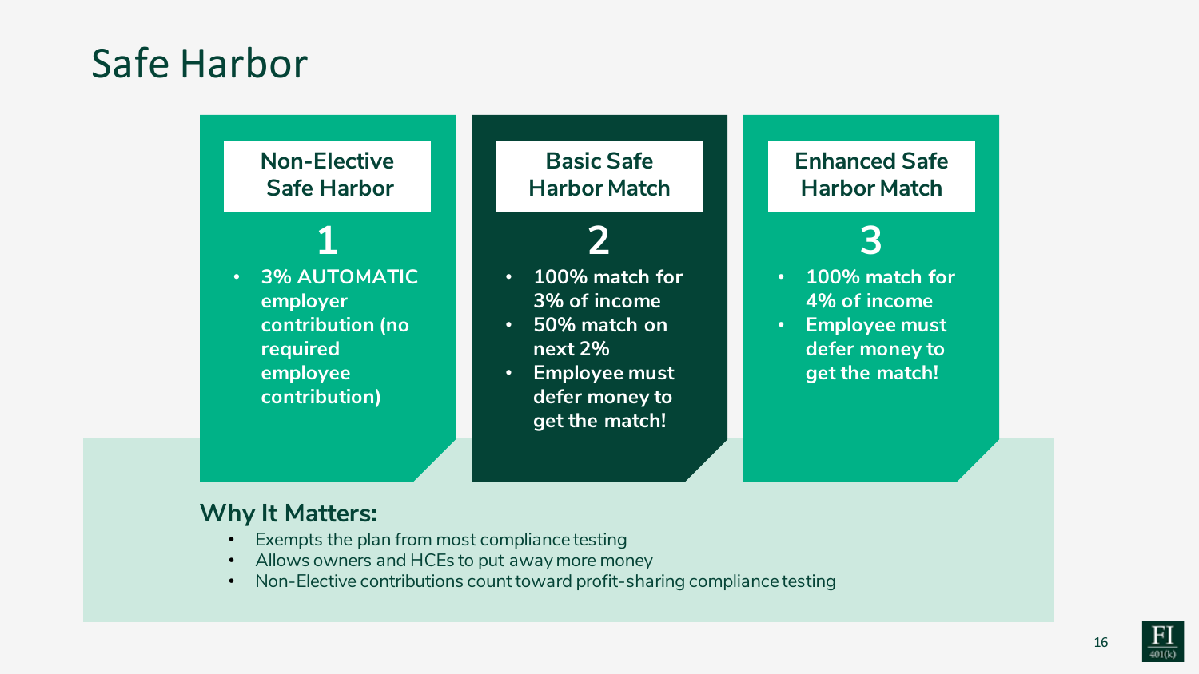# Safe Harbor

### Non-Elective Safe Harbor

**1**

- **3% AUTOMATIC employer contribution (no required employee contribution)**

### Basic Safe Harbor Match

**2**

- **100% match for 3% of income**
- **50% match on next 2%**
- **Employee must defer money to get the match!**

### Enhanced Safe Harbor Match

**3**

- **100% match for 4% of income**
- **Employee must defer money to get the match!**

## Why It Matters:

- Exempts the plan from most compliance testing
- Allows owners and HCEs to put away more money
- Non-Elective contributions count toward profit-sharing compliance testing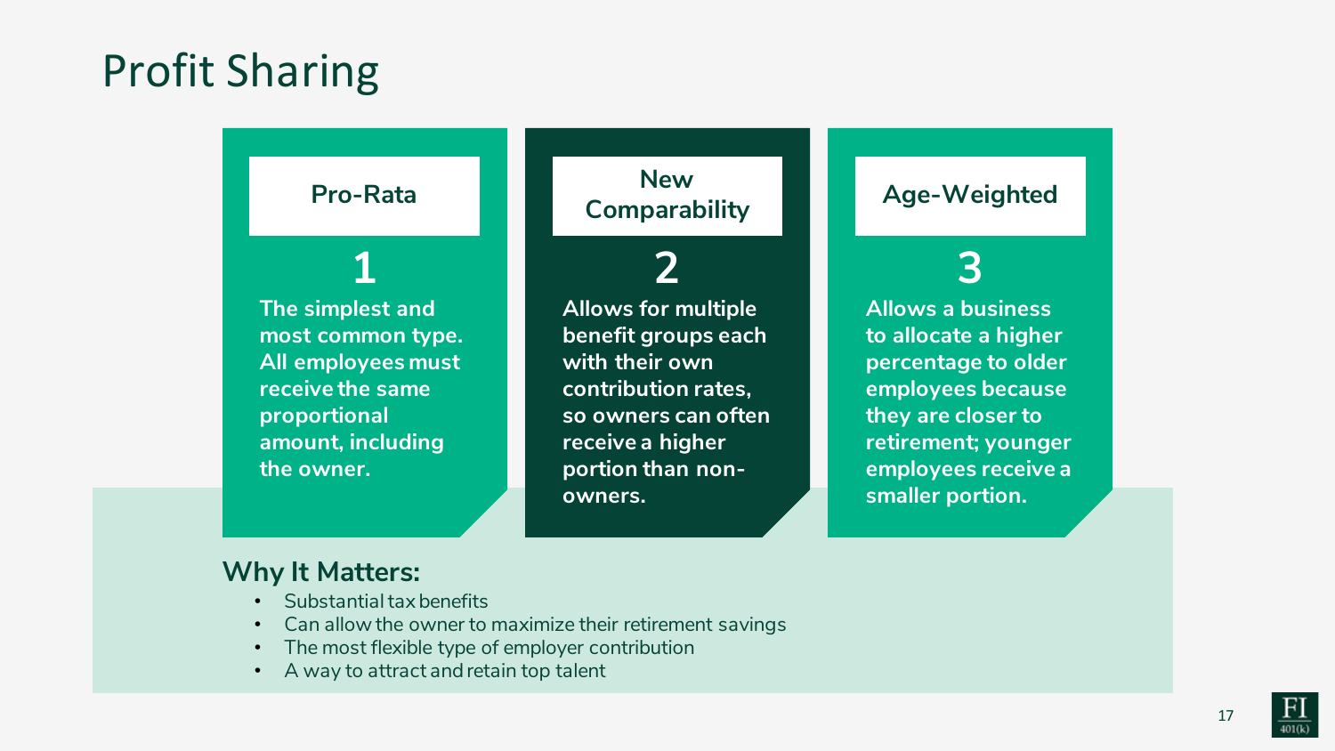# Profit Sharing

### Pro-Rata

**1**

**The simplest and most common type. All employees must receive the same proportional amount, including the owner.**

### New Comparability

**2**

**Allows for multiple benefit groups each with their own contribution rates, so owners can often receive a higher portion than non-owners.**

### Age-Weighted

**3**

**Allows a business to allocate a higher percentage to older employees because they are closer to retirement; younger employees receive a smaller portion.**

## Why It Matters:

- Substantial tax benefits
- Can allow the owner to maximize their retirement savings
- The most flexible type of employer contribution
- A way to attract and retain top talent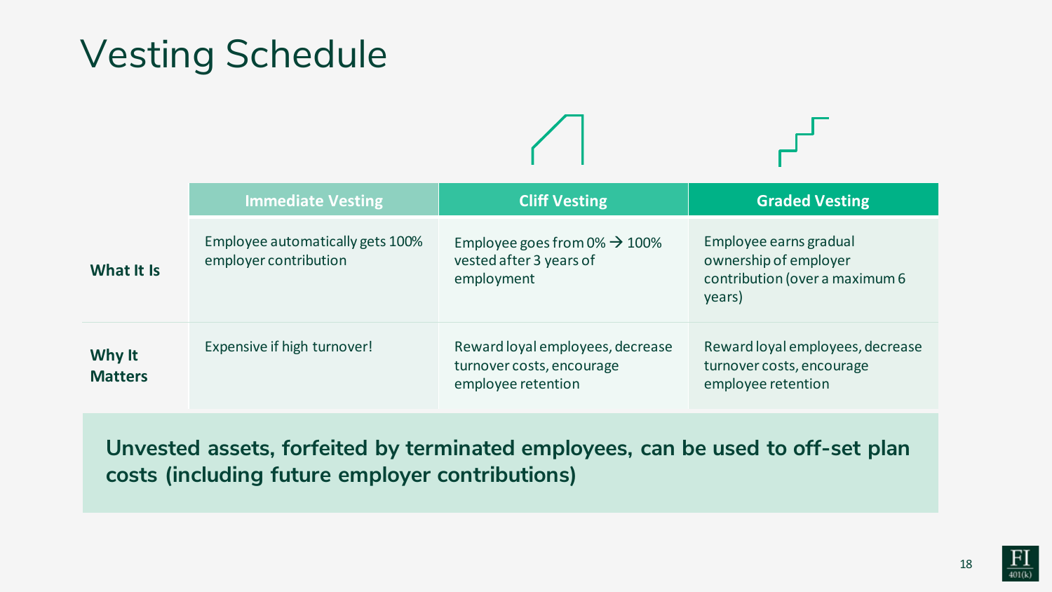# Vesting Schedule

| | Immediate Vesting | Cliff Vesting | Graded Vesting |
|---|---|---|---|
| **What It Is** | Employee automatically gets 100% employer contribution | Employee goes from 0% → 100% vested after 3 years of employment | Employee earns gradual ownership of employer contribution (over a maximum 6 years) |
| **Why It Matters** | Expensive if high turnover! | Reward loyal employees, decrease turnover costs, encourage employee retention | Reward loyal employees, decrease turnover costs, encourage employee retention |

**Unvested assets, forfeited by terminated employees, can be used to off-set plan costs (including future employer contributions)**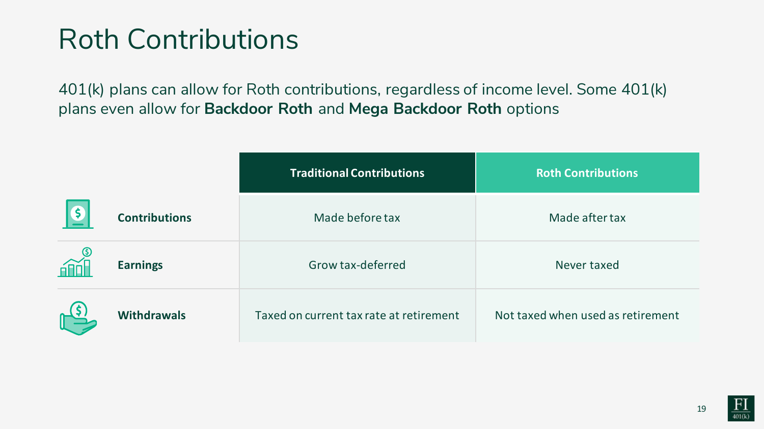# Roth Contributions

401(k) plans can allow for Roth contributions, regardless of income level. Some 401(k) plans even allow for **Backdoor Roth** and **Mega Backdoor Roth** options

| | Traditional Contributions | Roth Contributions |
|---|---|---|
| **Contributions** | Made before tax | Made after tax |
| **Earnings** | Grow tax-deferred | Never taxed |
| **Withdrawals** | Taxed on current tax rate at retirement | Not taxed when used as retirement |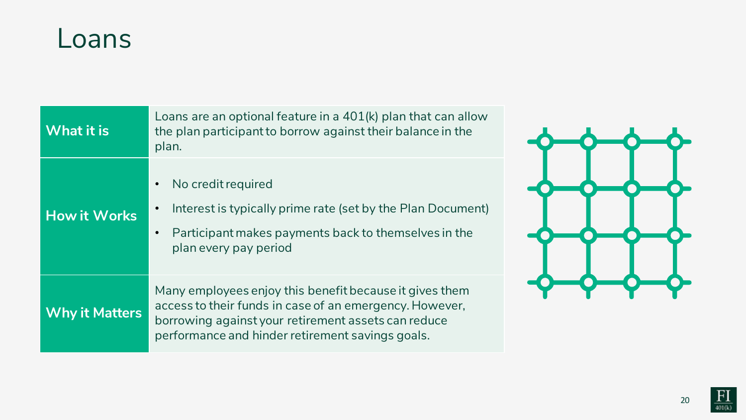# Loans

| | |
|---|---|
| **What it is** | Loans are an optional feature in a 401(k) plan that can allow the plan participant to borrow against their balance in the plan. |
| **How it Works** | • No credit required<br>• Interest is typically prime rate (set by the Plan Document)<br>• Participant makes payments back to themselves in the plan every pay period |
| **Why it Matters** | Many employees enjoy this benefit because it gives them access to their funds in case of an emergency. However, borrowing against your retirement assets can reduce performance and hinder retirement savings goals. |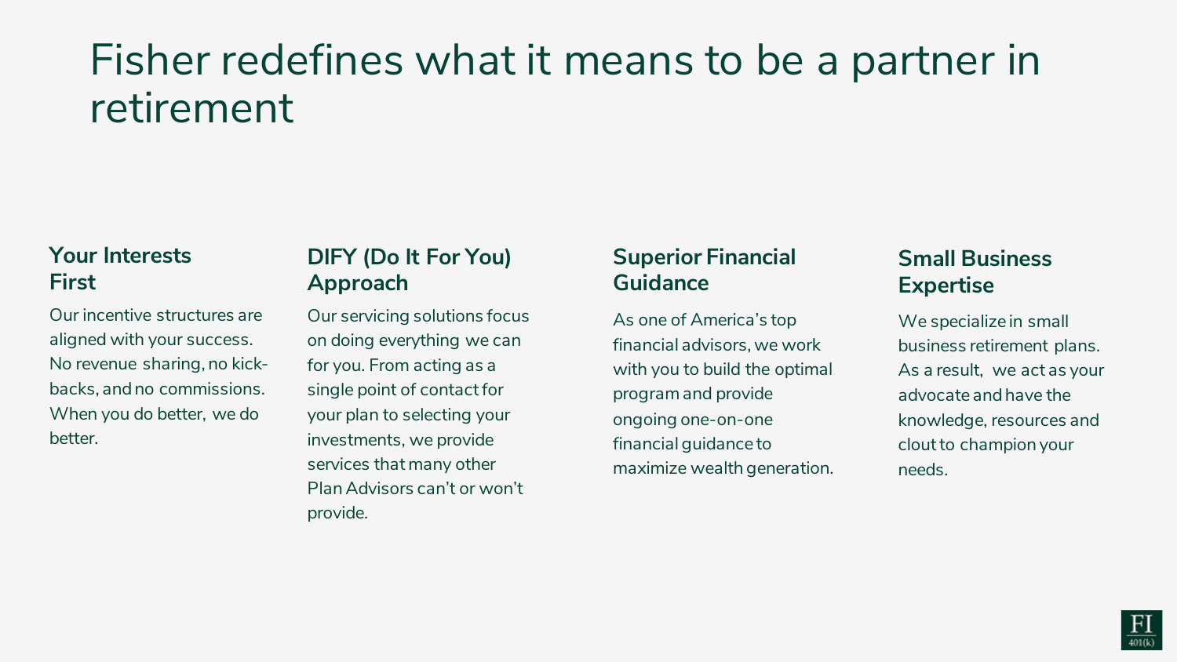# Fisher redefines what it means to be a partner in retirement

## Your Interests First

Our incentive structures are aligned with your success. No revenue sharing, no kick-backs, and no commissions. When you do better, we do better.

## DIFY (Do It For You) Approach

Our servicing solutions focus on doing everything we can for you. From acting as a single point of contact for your plan to selecting your investments, we provide services that many other Plan Advisors can't or won't provide.

## Superior Financial Guidance

As one of America's top financial advisors, we work with you to build the optimal program and provide ongoing one-on-one financial guidance to maximize wealth generation.

## Small Business Expertise

We specialize in small business retirement plans. As a result, we act as your advocate and have the knowledge, resources and clout to champion your needs.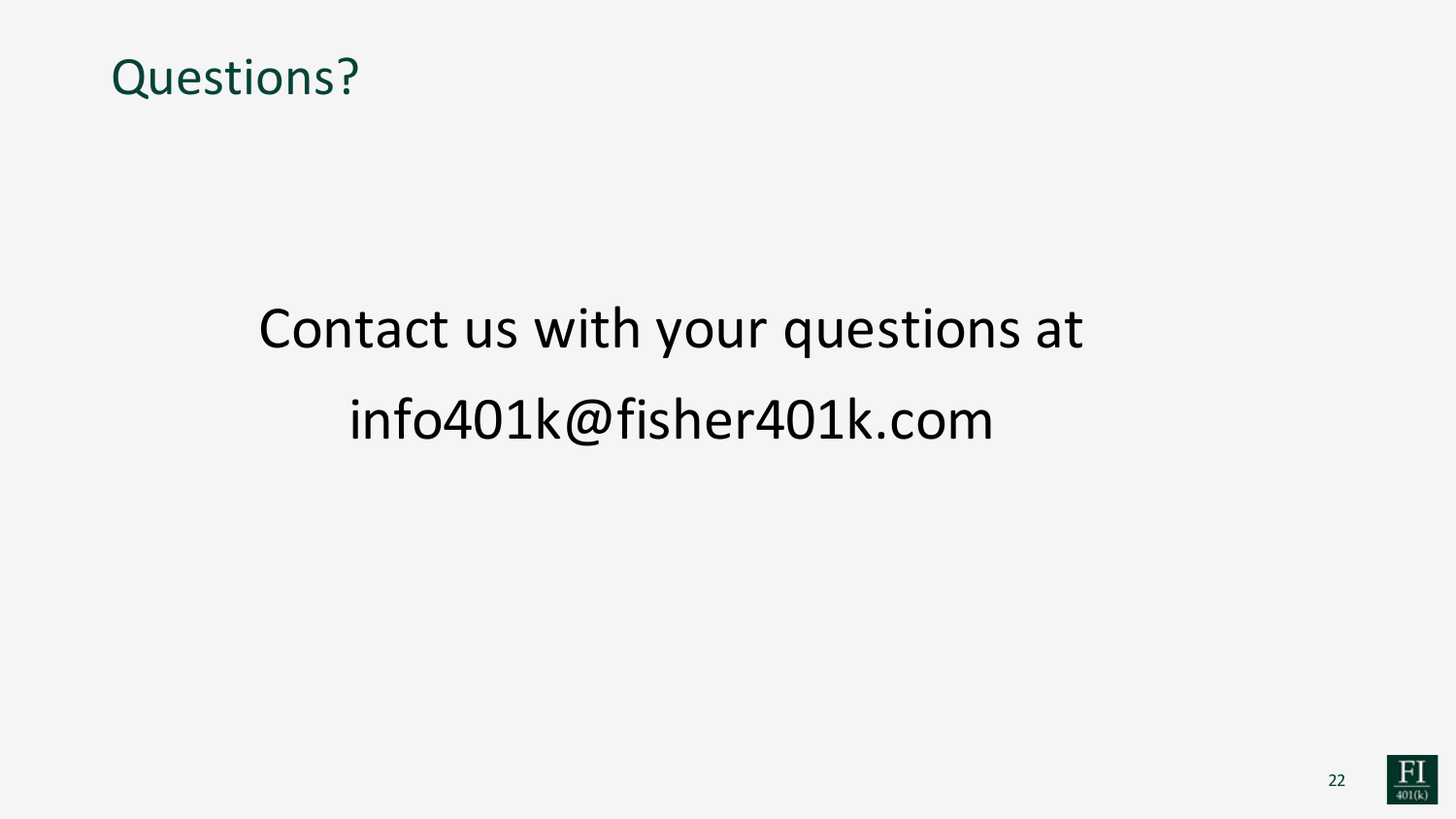# Questions?

Contact us with your questions at info401k@fisher401k.com